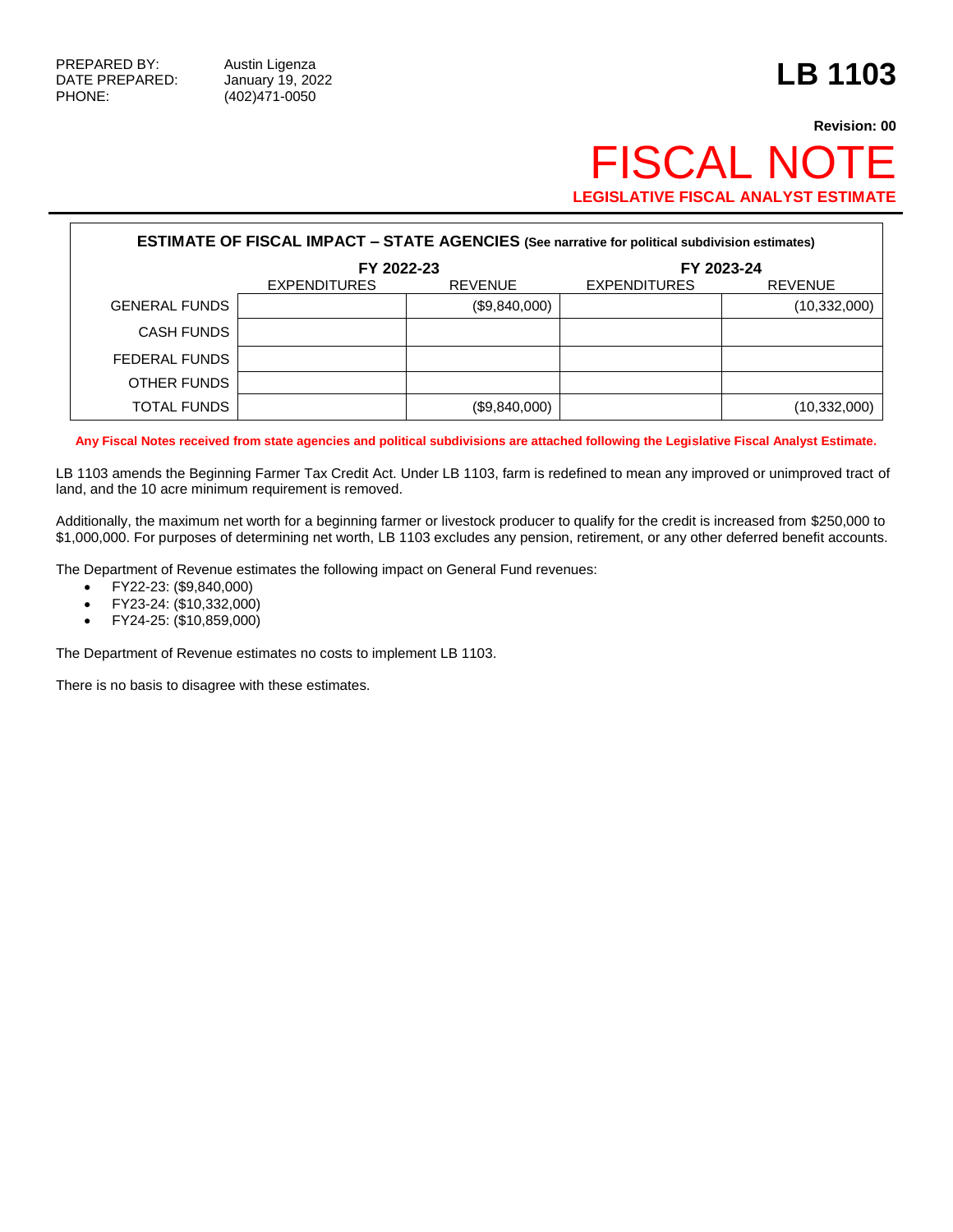PREPARED BY: Austin Ligenza
DATE PREPARED: January 19, 2022
PHONE: (402)471-0050

# LB 1103

**Revision: 00**

# FISCAL NOTE

**LEGISLATIVE FISCAL ANALYST ESTIMATE**

**ESTIMATE OF FISCAL IMPACT – STATE AGENCIES (See narrative for political subdivision estimates)**

| | FY 2022-23 | | FY 2023-24 | |
|---|---|---|---|---|
| | EXPENDITURES | REVENUE | EXPENDITURES | REVENUE |
| GENERAL FUNDS | | ($9,840,000) | | (10,332,000) |
| CASH FUNDS | | | | |
| FEDERAL FUNDS | | | | |
| OTHER FUNDS | | | | |
| TOTAL FUNDS | | ($9,840,000) | | (10,332,000) |

**Any Fiscal Notes received from state agencies and political subdivisions are attached following the Legislative Fiscal Analyst Estimate.**

LB 1103 amends the Beginning Farmer Tax Credit Act. Under LB 1103, farm is redefined to mean any improved or unimproved tract of land, and the 10 acre minimum requirement is removed.

Additionally, the maximum net worth for a beginning farmer or livestock producer to qualify for the credit is increased from $250,000 to $1,000,000. For purposes of determining net worth, LB 1103 excludes any pension, retirement, or any other deferred benefit accounts.

The Department of Revenue estimates the following impact on General Fund revenues:

- FY22-23: ($9,840,000)
- FY23-24: ($10,332,000)
- FY24-25: ($10,859,000)

The Department of Revenue estimates no costs to implement LB 1103.

There is no basis to disagree with these estimates.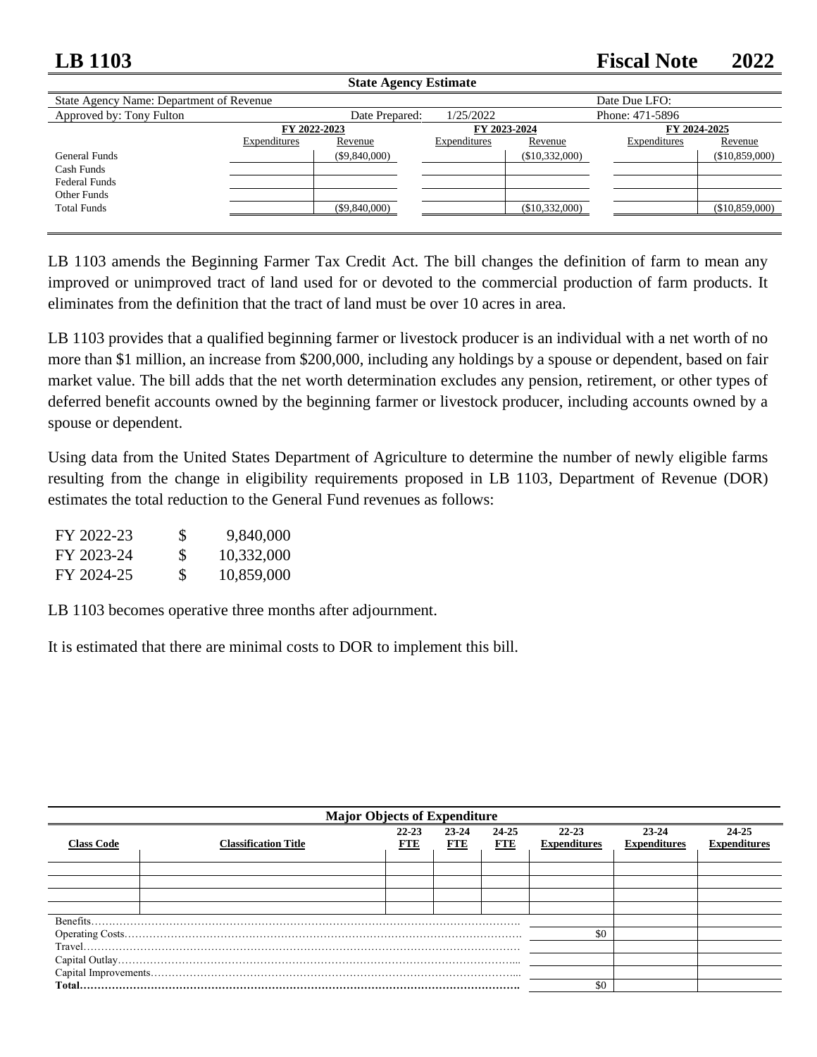# LB 1103 Fiscal Note 2022

**State Agency Estimate**

| State Agency Name: Department of Revenue | | | | | Date Due LFO: | |
|---|---|---|---|---|---|---|
| Approved by: Tony Fulton | | Date Prepared: 1/25/2022 | | | Phone: 471-5896 | |
| | **FY 2022-2023** | | **FY 2023-2024** | | **FY 2024-2025** | |
| | Expenditures | Revenue | Expenditures | Revenue | Expenditures | Revenue |
| General Funds | | ($9,840,000) | | ($10,332,000) | | ($10,859,000) |
| Cash Funds | | | | | | |
| Federal Funds | | | | | | |
| Other Funds | | | | | | |
| Total Funds | | ($9,840,000) | | ($10,332,000) | | ($10,859,000) |

LB 1103 amends the Beginning Farmer Tax Credit Act. The bill changes the definition of farm to mean any improved or unimproved tract of land used for or devoted to the commercial production of farm products. It eliminates from the definition that the tract of land must be over 10 acres in area.

LB 1103 provides that a qualified beginning farmer or livestock producer is an individual with a net worth of no more than $1 million, an increase from $200,000, including any holdings by a spouse or dependent, based on fair market value. The bill adds that the net worth determination excludes any pension, retirement, or other types of deferred benefit accounts owned by the beginning farmer or livestock producer, including accounts owned by a spouse or dependent.

Using data from the United States Department of Agriculture to determine the number of newly eligible farms resulting from the change in eligibility requirements proposed in LB 1103, Department of Revenue (DOR) estimates the total reduction to the General Fund revenues as follows:

| | | |
|---|---|---|
| FY 2022-23 | $ | 9,840,000 |
| FY 2023-24 | $ | 10,332,000 |
| FY 2024-25 | $ | 10,859,000 |

LB 1103 becomes operative three months after adjournment.

It is estimated that there are minimal costs to DOR to implement this bill.

**Major Objects of Expenditure**

| Class Code | Classification Title | 22-23 FTE | 23-24 FTE | 24-25 FTE | 22-23 Expenditures | 23-24 Expenditures | 24-25 Expenditures |
|---|---|---|---|---|---|---|---|
| | | | | | | | |
| | | | | | | | |
| | | | | | | | |
| | | | | | | | |
| Benefits | | | | | | | |
| Operating Costs | | | | | $0 | | |
| Travel | | | | | | | |
| Capital Outlay | | | | | | | |
| Capital Improvements | | | | | | | |
| **Total** | | | | | $0 | | |